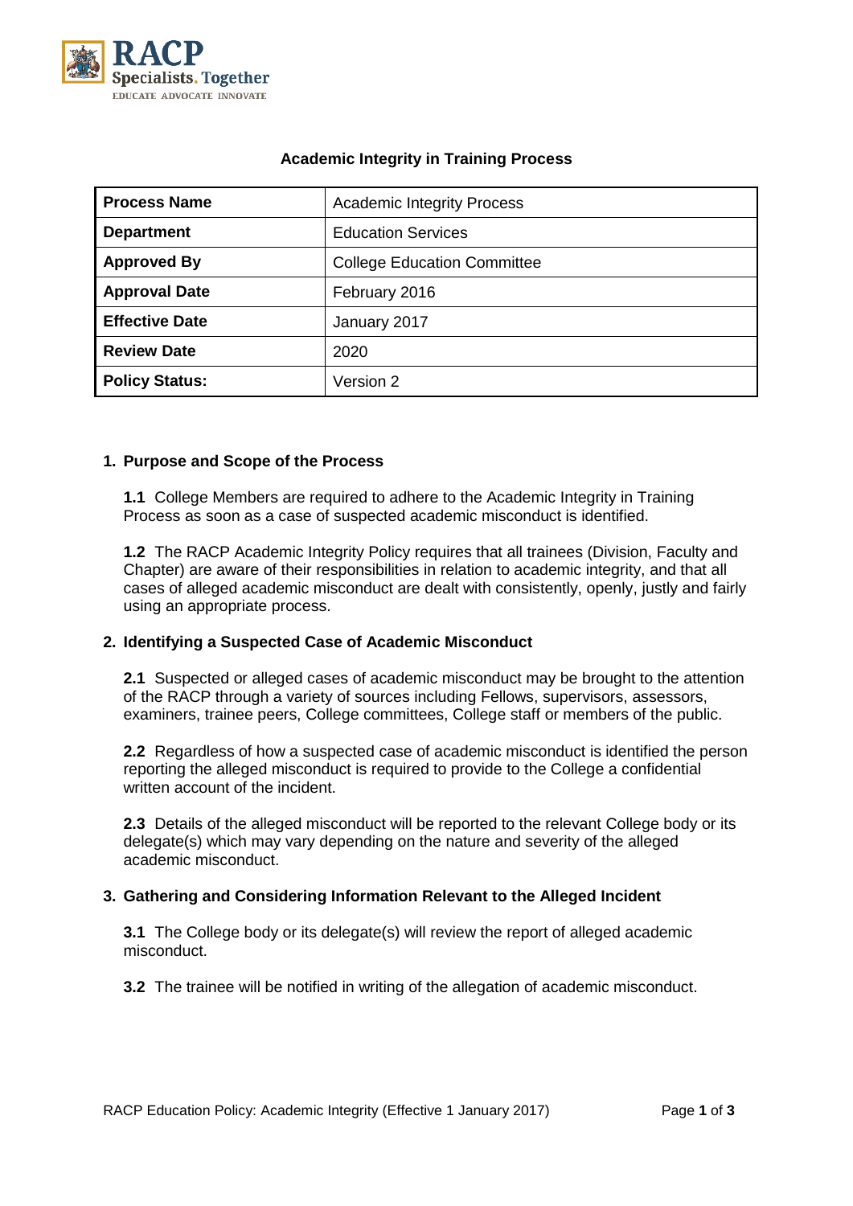# Academic Integrity in Training Process

| **Process Name** | Academic Integrity Process |
|---|---|
| **Department** | Education Services |
| **Approved By** | College Education Committee |
| **Approval Date** | February 2016 |
| **Effective Date** | January 2017 |
| **Review Date** | 2020 |
| **Policy Status:** | Version 2 |

## 1. Purpose and Scope of the Process

**1.1** College Members are required to adhere to the Academic Integrity in Training Process as soon as a case of suspected academic misconduct is identified.

**1.2** The RACP Academic Integrity Policy requires that all trainees (Division, Faculty and Chapter) are aware of their responsibilities in relation to academic integrity, and that all cases of alleged academic misconduct are dealt with consistently, openly, justly and fairly using an appropriate process.

## 2. Identifying a Suspected Case of Academic Misconduct

**2.1** Suspected or alleged cases of academic misconduct may be brought to the attention of the RACP through a variety of sources including Fellows, supervisors, assessors, examiners, trainee peers, College committees, College staff or members of the public.

**2.2** Regardless of how a suspected case of academic misconduct is identified the person reporting the alleged misconduct is required to provide to the College a confidential written account of the incident.

**2.3** Details of the alleged misconduct will be reported to the relevant College body or its delegate(s) which may vary depending on the nature and severity of the alleged academic misconduct.

## 3. Gathering and Considering Information Relevant to the Alleged Incident

**3.1** The College body or its delegate(s) will review the report of alleged academic misconduct.

**3.2** The trainee will be notified in writing of the allegation of academic misconduct.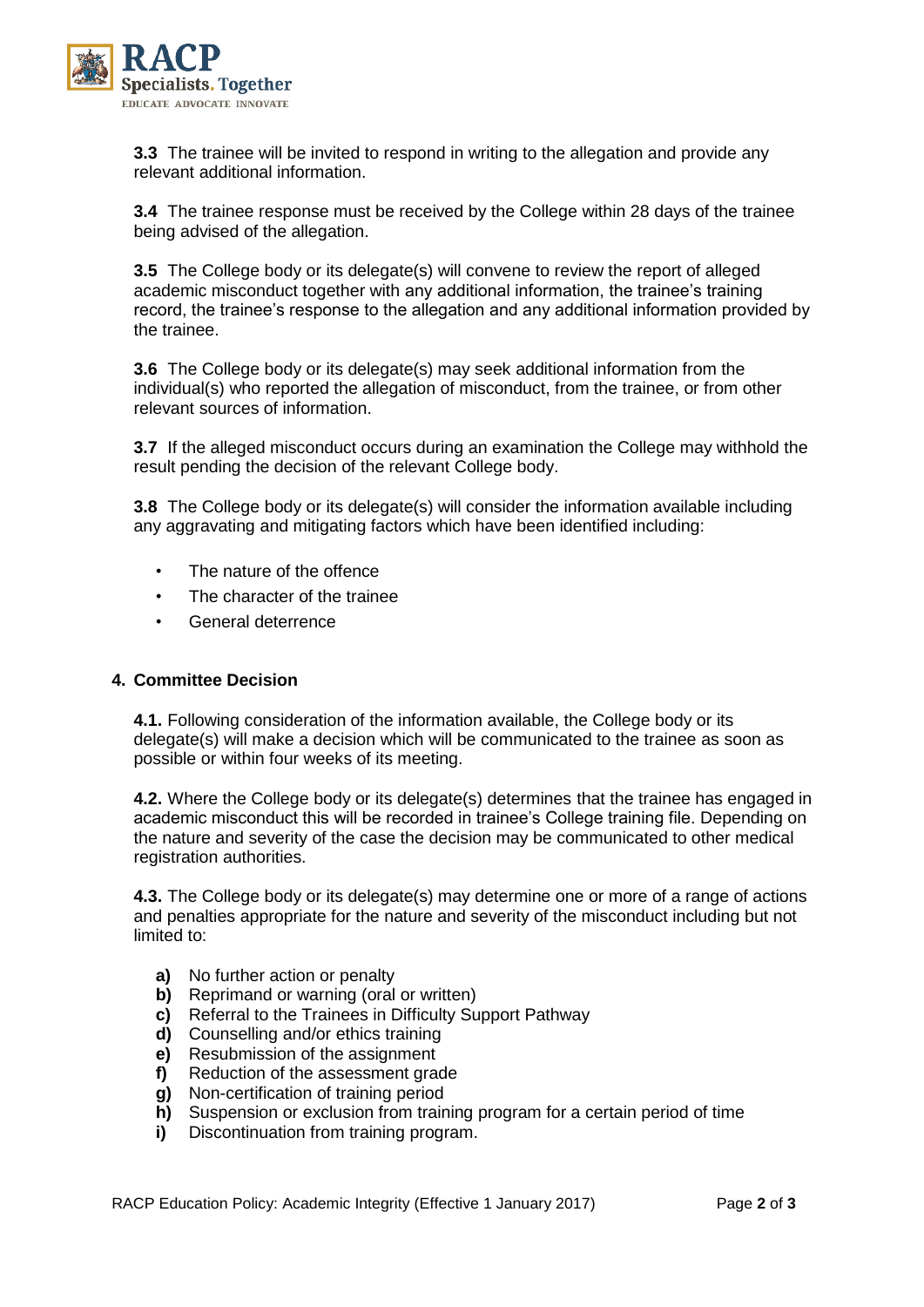**3.3** The trainee will be invited to respond in writing to the allegation and provide any relevant additional information.

**3.4** The trainee response must be received by the College within 28 days of the trainee being advised of the allegation.

**3.5** The College body or its delegate(s) will convene to review the report of alleged academic misconduct together with any additional information, the trainee's training record, the trainee's response to the allegation and any additional information provided by the trainee.

**3.6** The College body or its delegate(s) may seek additional information from the individual(s) who reported the allegation of misconduct, from the trainee, or from other relevant sources of information.

**3.7** If the alleged misconduct occurs during an examination the College may withhold the result pending the decision of the relevant College body.

**3.8** The College body or its delegate(s) will consider the information available including any aggravating and mitigating factors which have been identified including:

- The nature of the offence
- The character of the trainee
- General deterrence

## 4. Committee Decision

**4.1.** Following consideration of the information available, the College body or its delegate(s) will make a decision which will be communicated to the trainee as soon as possible or within four weeks of its meeting.

**4.2.** Where the College body or its delegate(s) determines that the trainee has engaged in academic misconduct this will be recorded in trainee's College training file. Depending on the nature and severity of the case the decision may be communicated to other medical registration authorities.

**4.3.** The College body or its delegate(s) may determine one or more of a range of actions and penalties appropriate for the nature and severity of the misconduct including but not limited to:

**a)** No further action or penalty
**b)** Reprimand or warning (oral or written)
**c)** Referral to the Trainees in Difficulty Support Pathway
**d)** Counselling and/or ethics training
**e)** Resubmission of the assignment
**f)** Reduction of the assessment grade
**g)** Non-certification of training period
**h)** Suspension or exclusion from training program for a certain period of time
**i)** Discontinuation from training program.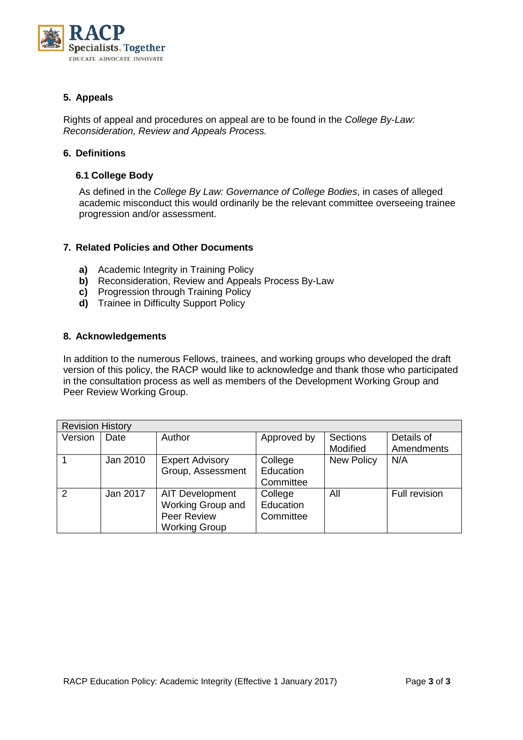## 5. Appeals

Rights of appeal and procedures on appeal are to be found in the *College By-Law: Reconsideration, Review and Appeals Process.*

## 6. Definitions

### 6.1 College Body

As defined in the *College By Law: Governance of College Bodies*, in cases of alleged academic misconduct this would ordinarily be the relevant committee overseeing trainee progression and/or assessment.

## 7. Related Policies and Other Documents

**a)** Academic Integrity in Training Policy
**b)** Reconsideration, Review and Appeals Process By-Law
**c)** Progression through Training Policy
**d)** Trainee in Difficulty Support Policy

## 8. Acknowledgements

In addition to the numerous Fellows, trainees, and working groups who developed the draft version of this policy, the RACP would like to acknowledge and thank those who participated in the consultation process as well as members of the Development Working Group and Peer Review Working Group.

| Revision History | | | | | |
|---|---|---|---|---|---|
| Version | Date | Author | Approved by | Sections Modified | Details of Amendments |
| 1 | Jan 2010 | Expert Advisory Group, Assessment | College Education Committee | New Policy | N/A |
| 2 | Jan 2017 | AIT Development Working Group and Peer Review Working Group | College Education Committee | All | Full revision |